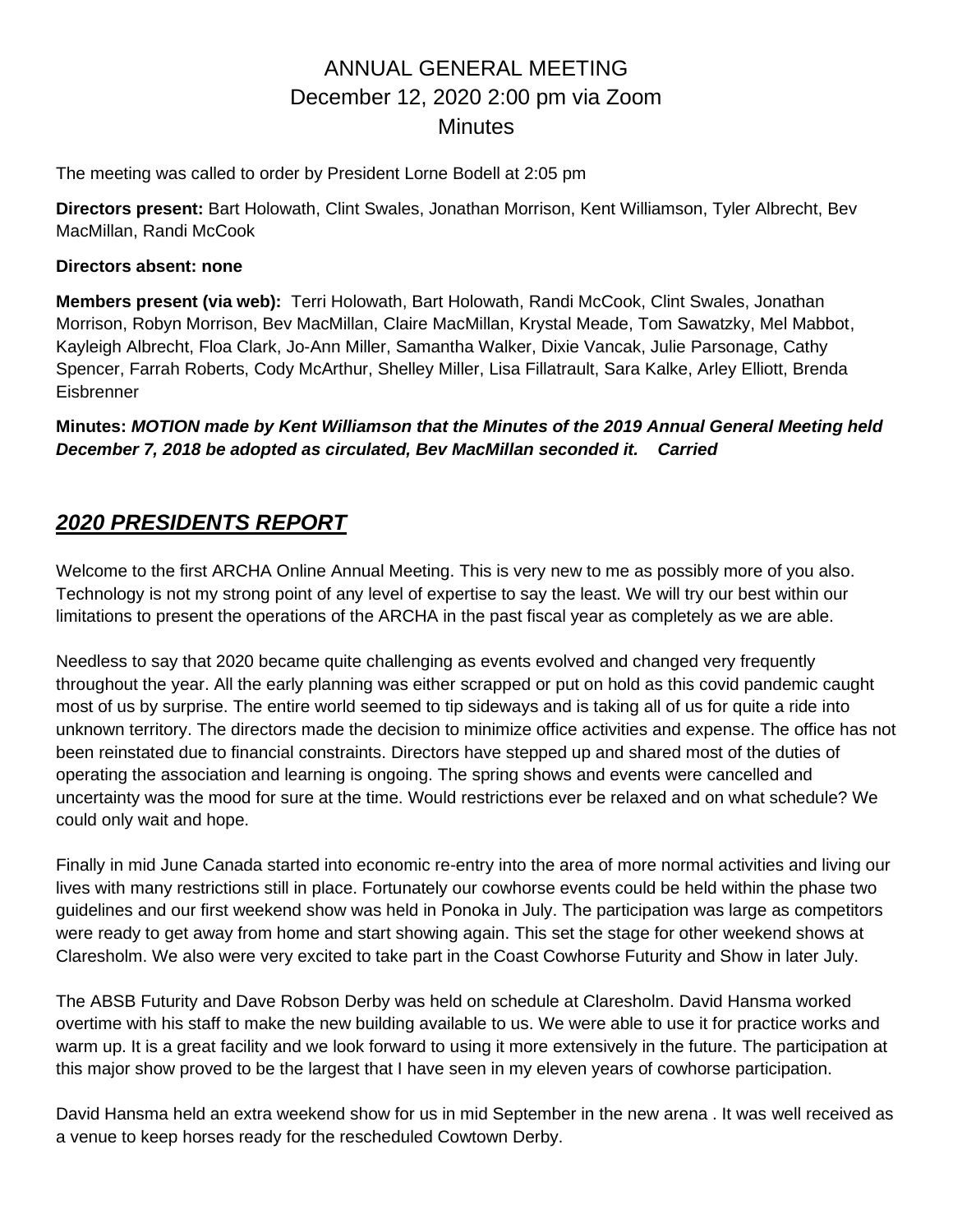# ANNUAL GENERAL MEETING
## December 12, 2020 2:00 pm via Zoom
## Minutes

The meeting was called to order by President Lorne Bodell at 2:05 pm

**Directors present:** Bart Holowath, Clint Swales, Jonathan Morrison, Kent Williamson, Tyler Albrecht, Bev MacMillan, Randi McCook

**Directors absent: none**

**Members present (via web):** Terri Holowath, Bart Holowath, Randi McCook, Clint Swales, Jonathan Morrison, Robyn Morrison, Bev MacMillan, Claire MacMillan, Krystal Meade, Tom Sawatzky, Mel Mabbot, Kayleigh Albrecht, Floa Clark, Jo-Ann Miller, Samantha Walker, Dixie Vancak, Julie Parsonage, Cathy Spencer, Farrah Roberts, Cody McArthur, Shelley Miller, Lisa Fillatrault, Sara Kalke, Arley Elliott, Brenda Eisbrenner

**Minutes:** ***MOTION made by Kent Williamson that the Minutes of the 2019 Annual General Meeting held December 7, 2018 be adopted as circulated, Bev MacMillan seconded it. Carried***

## ***2020 PRESIDENTS REPORT***

Welcome to the first ARCHA Online Annual Meeting. This is very new to me as possibly more of you also. Technology is not my strong point of any level of expertise to say the least. We will try our best within our limitations to present the operations of the ARCHA in the past fiscal year as completely as we are able.

Needless to say that 2020 became quite challenging as events evolved and changed very frequently throughout the year. All the early planning was either scrapped or put on hold as this covid pandemic caught most of us by surprise. The entire world seemed to tip sideways and is taking all of us for quite a ride into unknown territory. The directors made the decision to minimize office activities and expense. The office has not been reinstated due to financial constraints. Directors have stepped up and shared most of the duties of operating the association and learning is ongoing. The spring shows and events were cancelled and uncertainty was the mood for sure at the time. Would restrictions ever be relaxed and on what schedule? We could only wait and hope.

Finally in mid June Canada started into economic re-entry into the area of more normal activities and living our lives with many restrictions still in place. Fortunately our cowhorse events could be held within the phase two guidelines and our first weekend show was held in Ponoka in July. The participation was large as competitors were ready to get away from home and start showing again. This set the stage for other weekend shows at Claresholm. We also were very excited to take part in the Coast Cowhorse Futurity and Show in later July.

The ABSB Futurity and Dave Robson Derby was held on schedule at Claresholm. David Hansma worked overtime with his staff to make the new building available to us. We were able to use it for practice works and warm up. It is a great facility and we look forward to using it more extensively in the future. The participation at this major show proved to be the largest that I have seen in my eleven years of cowhorse participation.

David Hansma held an extra weekend show for us in mid September in the new arena . It was well received as a venue to keep horses ready for the rescheduled Cowtown Derby.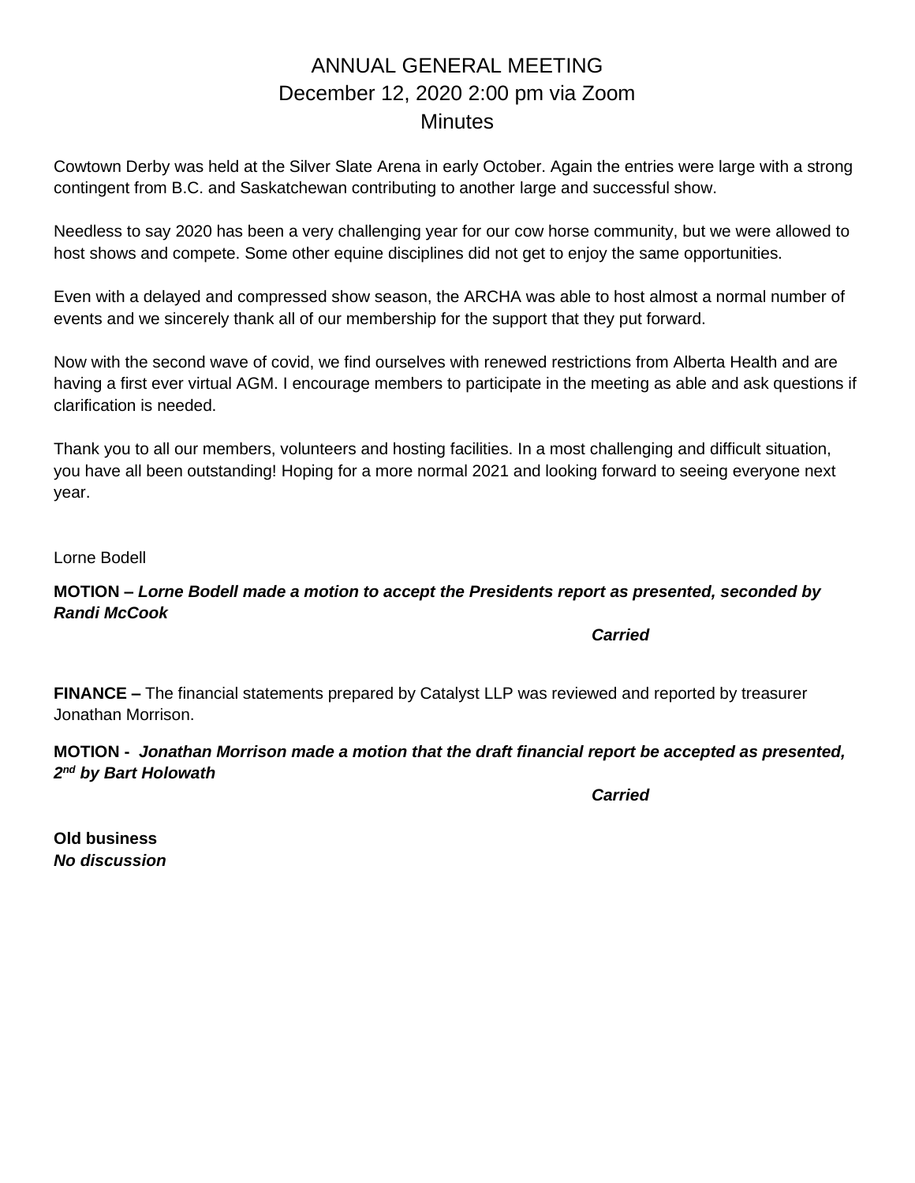# ANNUAL GENERAL MEETING
## December 12, 2020 2:00 pm via Zoom
## Minutes

Cowtown Derby was held at the Silver Slate Arena in early October. Again the entries were large with a strong contingent from B.C. and Saskatchewan contributing to another large and successful show.

Needless to say 2020 has been a very challenging year for our cow horse community, but we were allowed to host shows and compete. Some other equine disciplines did not get to enjoy the same opportunities.

Even with a delayed and compressed show season, the ARCHA was able to host almost a normal number of events and we sincerely thank all of our membership for the support that they put forward.

Now with the second wave of covid, we find ourselves with renewed restrictions from Alberta Health and are having a first ever virtual AGM. I encourage members to participate in the meeting as able and ask questions if clarification is needed.

Thank you to all our members, volunteers and hosting facilities. In a most challenging and difficult situation, you have all been outstanding! Hoping for a more normal 2021 and looking forward to seeing everyone next year.

Lorne Bodell

**MOTION –** ***Lorne Bodell made a motion to accept the Presidents report as presented, seconded by Randi McCook***

***Carried***

**FINANCE –** The financial statements prepared by Catalyst LLP was reviewed and reported by treasurer Jonathan Morrison.

**MOTION -** ***Jonathan Morrison made a motion that the draft financial report be accepted as presented, 2nd by Bart Holowath***

***Carried***

**Old business**
***No discussion***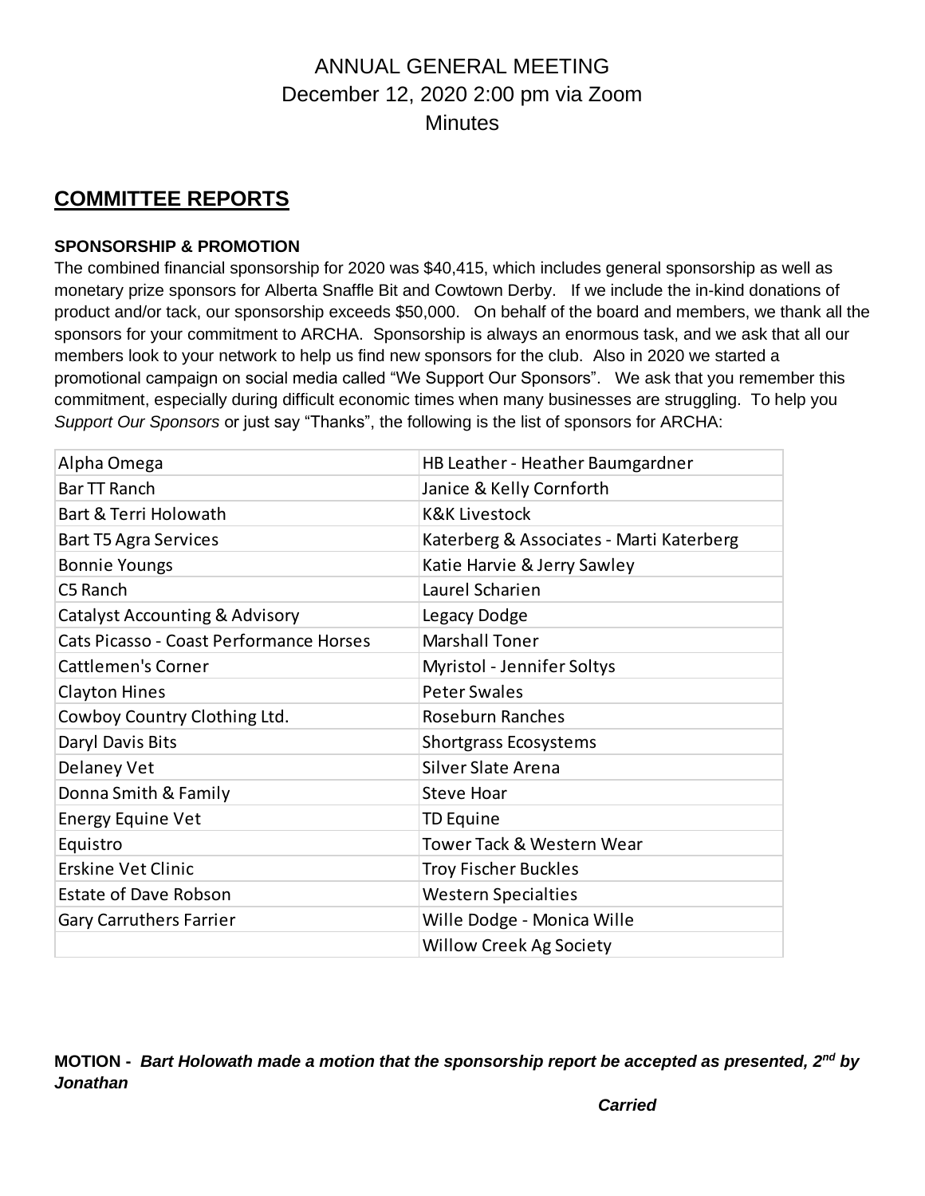# ANNUAL GENERAL MEETING
December 12, 2020 2:00 pm via Zoom
Minutes

## COMMITTEE REPORTS

### SPONSORSHIP & PROMOTION

The combined financial sponsorship for 2020 was $40,415, which includes general sponsorship as well as monetary prize sponsors for Alberta Snaffle Bit and Cowtown Derby. If we include the in-kind donations of product and/or tack, our sponsorship exceeds $50,000. On behalf of the board and members, we thank all the sponsors for your commitment to ARCHA. Sponsorship is always an enormous task, and we ask that all our members look to your network to help us find new sponsors for the club. Also in 2020 we started a promotional campaign on social media called "We Support Our Sponsors". We ask that you remember this commitment, especially during difficult economic times when many businesses are struggling. To help you *Support Our Sponsors* or just say "Thanks", the following is the list of sponsors for ARCHA:

| | |
|---|---|
| Alpha Omega | HB Leather - Heather Baumgardner |
| Bar TT Ranch | Janice & Kelly Cornforth |
| Bart & Terri Holowath | K&K Livestock |
| Bart T5 Agra Services | Katerberg & Associates - Marti Katerberg |
| Bonnie Youngs | Katie Harvie & Jerry Sawley |
| C5 Ranch | Laurel Scharien |
| Catalyst Accounting & Advisory | Legacy Dodge |
| Cats Picasso - Coast Performance Horses | Marshall Toner |
| Cattlemen's Corner | Myristol - Jennifer Soltys |
| Clayton Hines | Peter Swales |
| Cowboy Country Clothing Ltd. | Roseburn Ranches |
| Daryl Davis Bits | Shortgrass Ecosystems |
| Delaney Vet | Silver Slate Arena |
| Donna Smith & Family | Steve Hoar |
| Energy Equine Vet | TD Equine |
| Equistro | Tower Tack & Western Wear |
| Erskine Vet Clinic | Troy Fischer Buckles |
| Estate of Dave Robson | Western Specialties |
| Gary Carruthers Farrier | Wille Dodge - Monica Wille |
| | Willow Creek Ag Society |

**MOTION -** ***Bart Holowath made a motion that the sponsorship report be accepted as presented, 2nd by Jonathan***

***Carried***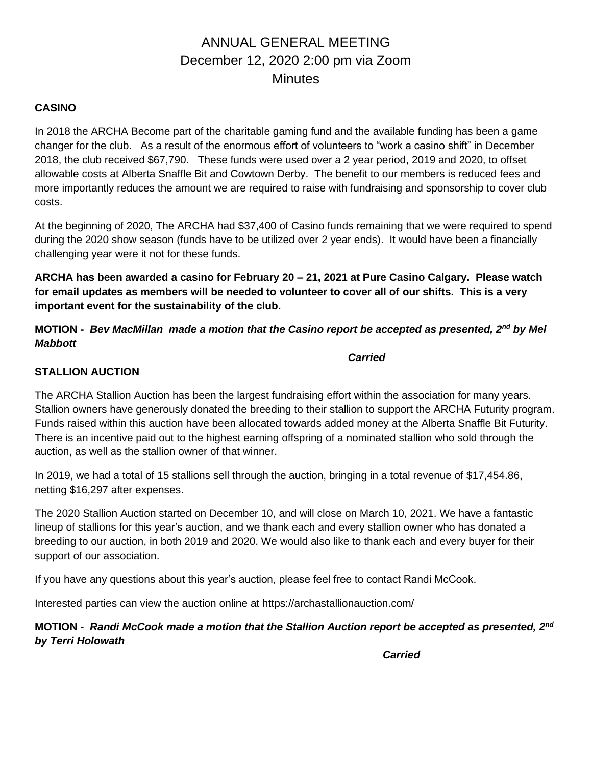# ANNUAL GENERAL MEETING
December 12, 2020 2:00 pm via Zoom
Minutes

## CASINO

In 2018 the ARCHA Become part of the charitable gaming fund and the available funding has been a game changer for the club. As a result of the enormous effort of volunteers to "work a casino shift" in December 2018, the club received $67,790. These funds were used over a 2 year period, 2019 and 2020, to offset allowable costs at Alberta Snaffle Bit and Cowtown Derby. The benefit to our members is reduced fees and more importantly reduces the amount we are required to raise with fundraising and sponsorship to cover club costs.

At the beginning of 2020, The ARCHA had $37,400 of Casino funds remaining that we were required to spend during the 2020 show season (funds have to be utilized over 2 year ends). It would have been a financially challenging year were it not for these funds.

**ARCHA has been awarded a casino for February 20 – 21, 2021 at Pure Casino Calgary. Please watch for email updates as members will be needed to volunteer to cover all of our shifts. This is a very important event for the sustainability of the club.**

**MOTION -** ***Bev MacMillan made a motion that the Casino report be accepted as presented, 2nd by Mel Mabbott***

***Carried***

## STALLION AUCTION

The ARCHA Stallion Auction has been the largest fundraising effort within the association for many years. Stallion owners have generously donated the breeding to their stallion to support the ARCHA Futurity program. Funds raised within this auction have been allocated towards added money at the Alberta Snaffle Bit Futurity. There is an incentive paid out to the highest earning offspring of a nominated stallion who sold through the auction, as well as the stallion owner of that winner.

In 2019, we had a total of 15 stallions sell through the auction, bringing in a total revenue of $17,454.86, netting $16,297 after expenses.

The 2020 Stallion Auction started on December 10, and will close on March 10, 2021. We have a fantastic lineup of stallions for this year's auction, and we thank each and every stallion owner who has donated a breeding to our auction, in both 2019 and 2020. We would also like to thank each and every buyer for their support of our association.

If you have any questions about this year's auction, please feel free to contact Randi McCook.

Interested parties can view the auction online at https://archastallionauction.com/

**MOTION -** ***Randi McCook made a motion that the Stallion Auction report be accepted as presented, 2nd by Terri Holowath***

***Carried***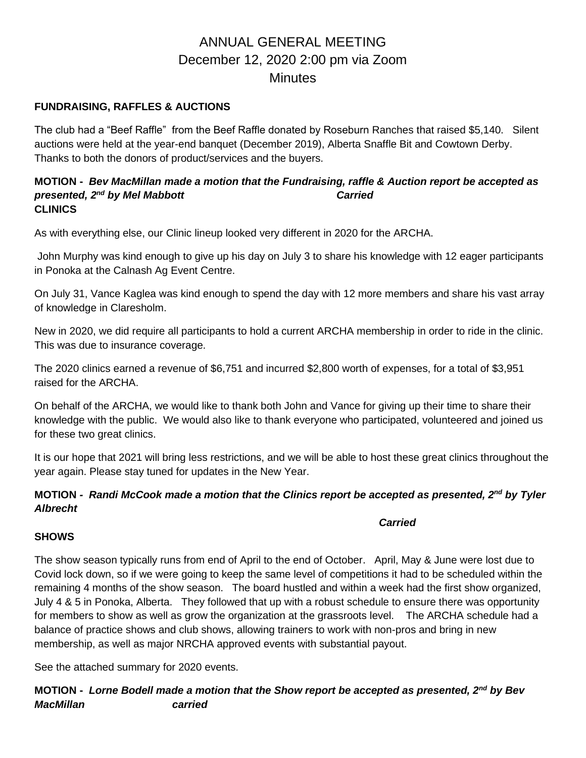# ANNUAL GENERAL MEETING
December 12, 2020 2:00 pm via Zoom
Minutes

**FUNDRAISING, RAFFLES & AUCTIONS**

The club had a "Beef Raffle" from the Beef Raffle donated by Roseburn Ranches that raised $5,140. Silent auctions were held at the year-end banquet (December 2019), Alberta Snaffle Bit and Cowtown Derby. Thanks to both the donors of product/services and the buyers.

**MOTION -** ***Bev MacMillan made a motion that the Fundraising, raffle & Auction report be accepted as presented, 2nd by Mel Mabbott Carried***

**CLINICS**

As with everything else, our Clinic lineup looked very different in 2020 for the ARCHA.

John Murphy was kind enough to give up his day on July 3 to share his knowledge with 12 eager participants in Ponoka at the Calnash Ag Event Centre.

On July 31, Vance Kaglea was kind enough to spend the day with 12 more members and share his vast array of knowledge in Claresholm.

New in 2020, we did require all participants to hold a current ARCHA membership in order to ride in the clinic. This was due to insurance coverage.

The 2020 clinics earned a revenue of $6,751 and incurred $2,800 worth of expenses, for a total of $3,951 raised for the ARCHA.

On behalf of the ARCHA, we would like to thank both John and Vance for giving up their time to share their knowledge with the public. We would also like to thank everyone who participated, volunteered and joined us for these two great clinics.

It is our hope that 2021 will bring less restrictions, and we will be able to host these great clinics throughout the year again. Please stay tuned for updates in the New Year.

**MOTION -** ***Randi McCook made a motion that the Clinics report be accepted as presented, 2nd by Tyler Albrecht***

***Carried***

**SHOWS**

The show season typically runs from end of April to the end of October. April, May & June were lost due to Covid lock down, so if we were going to keep the same level of competitions it had to be scheduled within the remaining 4 months of the show season. The board hustled and within a week had the first show organized, July 4 & 5 in Ponoka, Alberta. They followed that up with a robust schedule to ensure there was opportunity for members to show as well as grow the organization at the grassroots level. The ARCHA schedule had a balance of practice shows and club shows, allowing trainers to work with non-pros and bring in new membership, as well as major NRCHA approved events with substantial payout.

See the attached summary for 2020 events.

**MOTION -** ***Lorne Bodell made a motion that the Show report be accepted as presented, 2nd by Bev MacMillan carried***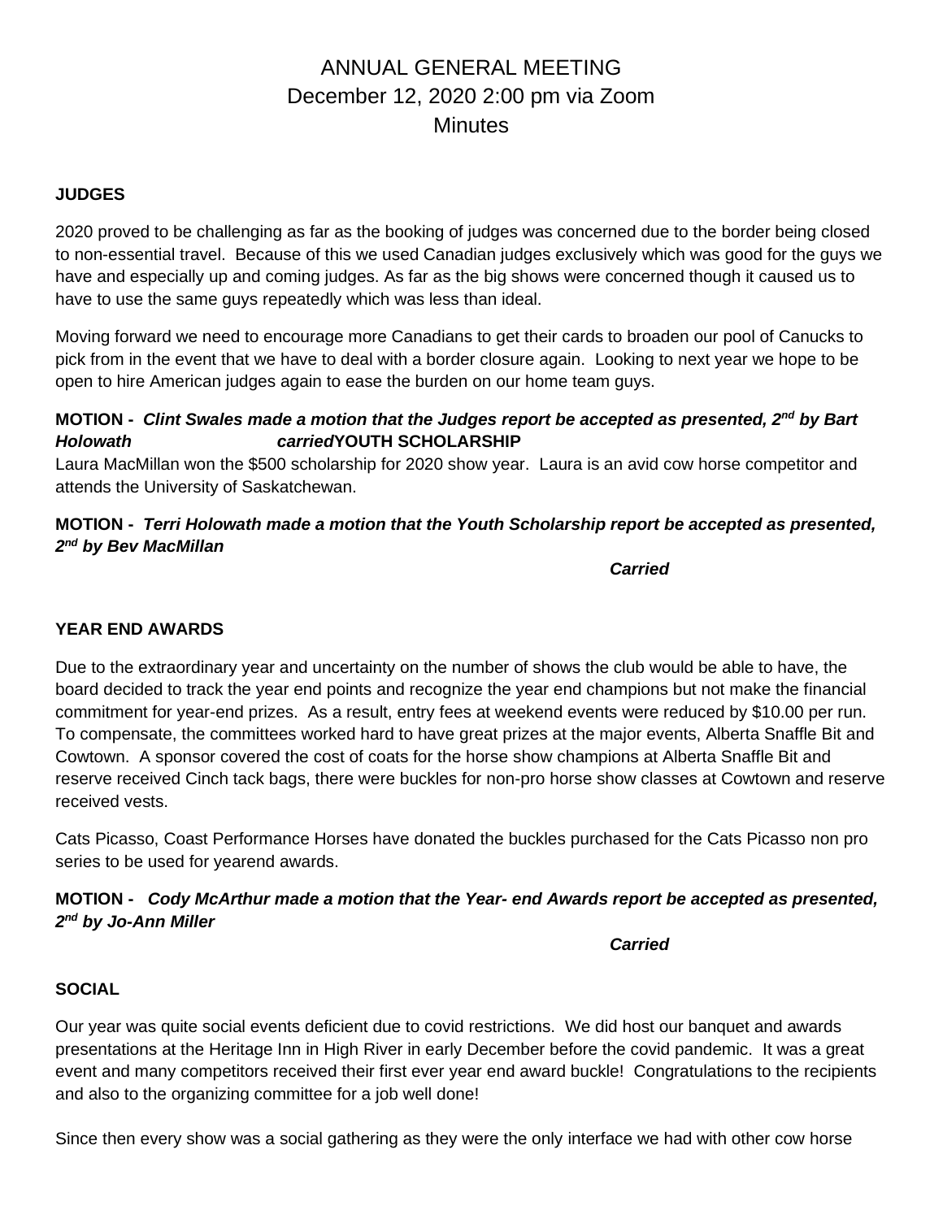# ANNUAL GENERAL MEETING
## December 12, 2020 2:00 pm via Zoom
## Minutes

**JUDGES**

2020 proved to be challenging as far as the booking of judges was concerned due to the border being closed to non-essential travel. Because of this we used Canadian judges exclusively which was good for the guys we have and especially up and coming judges. As far as the big shows were concerned though it caused us to have to use the same guys repeatedly which was less than ideal.

Moving forward we need to encourage more Canadians to get their cards to broaden our pool of Canucks to pick from in the event that we have to deal with a border closure again. Looking to next year we hope to be open to hire American judges again to ease the burden on our home team guys.

**MOTION -** ***Clint Swales made a motion that the Judges report be accepted as presented, 2nd by Bart Holowath carried***

**YOUTH SCHOLARSHIP**

Laura MacMillan won the $500 scholarship for 2020 show year. Laura is an avid cow horse competitor and attends the University of Saskatchewan.

**MOTION -** ***Terri Holowath made a motion that the Youth Scholarship report be accepted as presented, 2nd by Bev MacMillan***

***Carried***

**YEAR END AWARDS**

Due to the extraordinary year and uncertainty on the number of shows the club would be able to have, the board decided to track the year end points and recognize the year end champions but not make the financial commitment for year-end prizes. As a result, entry fees at weekend events were reduced by $10.00 per run. To compensate, the committees worked hard to have great prizes at the major events, Alberta Snaffle Bit and Cowtown. A sponsor covered the cost of coats for the horse show champions at Alberta Snaffle Bit and reserve received Cinch tack bags, there were buckles for non-pro horse show classes at Cowtown and reserve received vests.

Cats Picasso, Coast Performance Horses have donated the buckles purchased for the Cats Picasso non pro series to be used for yearend awards.

**MOTION -** ***Cody McArthur made a motion that the Year- end Awards report be accepted as presented, 2nd by Jo-Ann Miller***

***Carried***

**SOCIAL**

Our year was quite social events deficient due to covid restrictions. We did host our banquet and awards presentations at the Heritage Inn in High River in early December before the covid pandemic. It was a great event and many competitors received their first ever year end award buckle! Congratulations to the recipients and also to the organizing committee for a job well done!

Since then every show was a social gathering as they were the only interface we had with other cow horse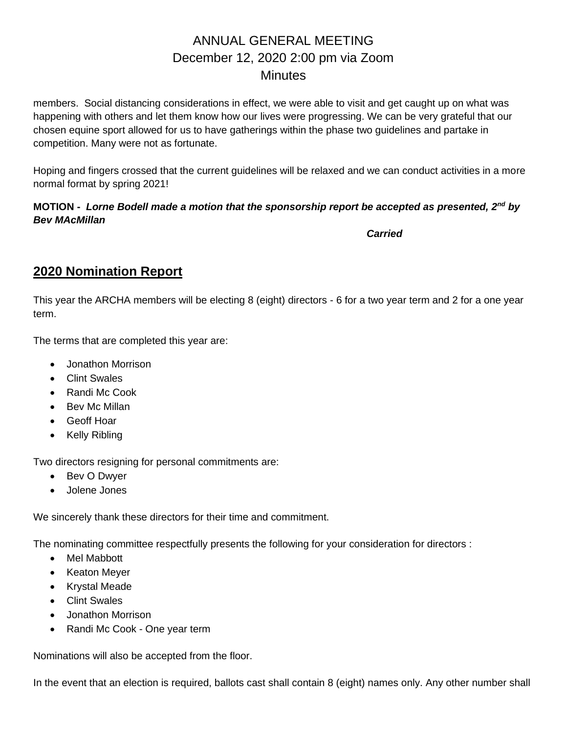members. Social distancing considerations in effect, we were able to visit and get caught up on what was happening with others and let them know how our lives were progressing. We can be very grateful that our chosen equine sport allowed for us to have gatherings within the phase two guidelines and partake in competition. Many were not as fortunate.

Hoping and fingers crossed that the current guidelines will be relaxed and we can conduct activities in a more normal format by spring 2021!

**MOTION -** ***Lorne Bodell made a motion that the sponsorship report be accepted as presented, 2nd by Bev MAcMillan***

***Carried***

## 2020 Nomination Report

This year the ARCHA members will be electing 8 (eight) directors - 6 for a two year term and 2 for a one year term.

The terms that are completed this year are:

- Jonathon Morrison
- Clint Swales
- Randi Mc Cook
- Bev Mc Millan
- Geoff Hoar
- Kelly Ribling

Two directors resigning for personal commitments are:

- Bev O Dwyer
- Jolene Jones

We sincerely thank these directors for their time and commitment.

The nominating committee respectfully presents the following for your consideration for directors :

- Mel Mabbott
- Keaton Meyer
- Krystal Meade
- Clint Swales
- Jonathon Morrison
- Randi Mc Cook - One year term

Nominations will also be accepted from the floor.

In the event that an election is required, ballots cast shall contain 8 (eight) names only. Any other number shall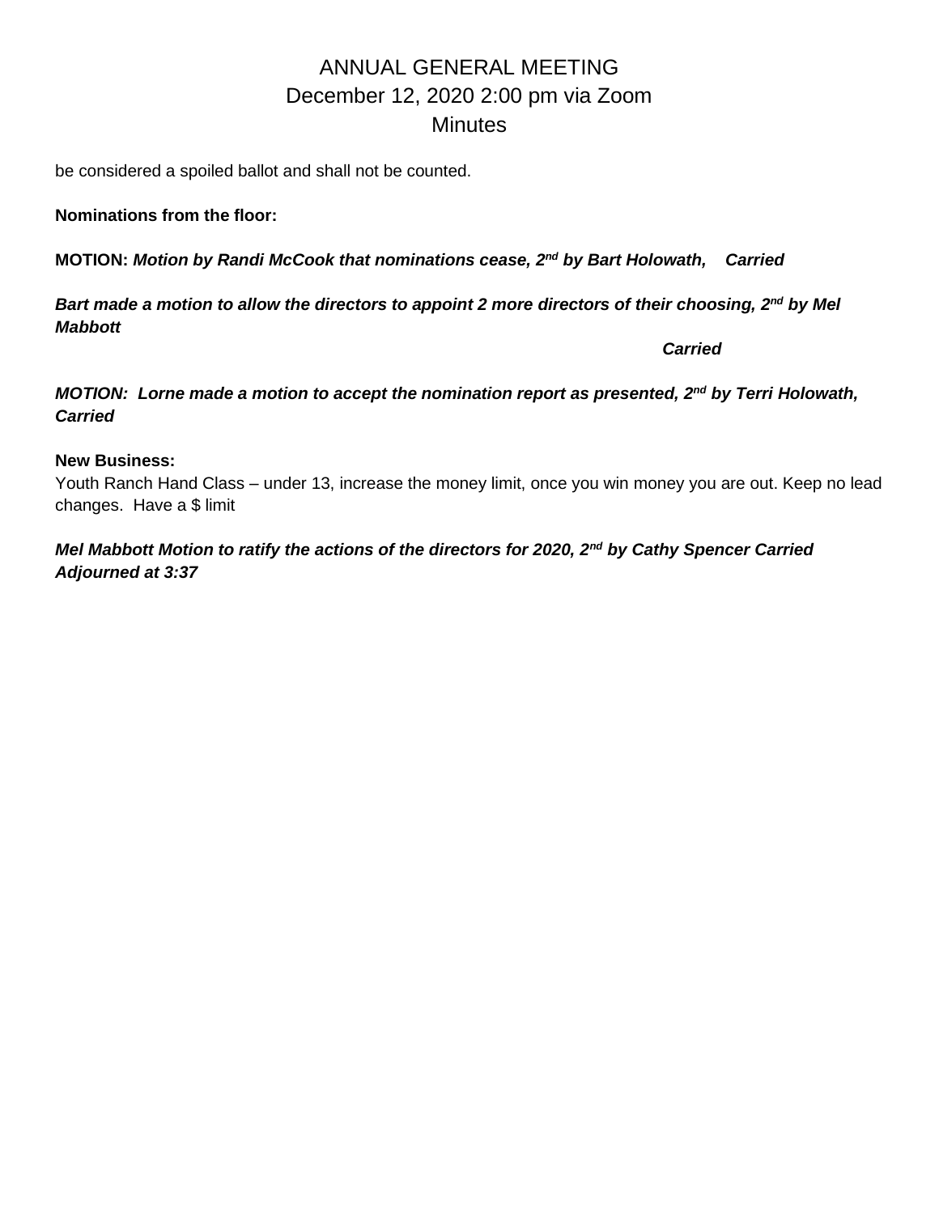be considered a spoiled ballot and shall not be counted.

**Nominations from the floor:**

**MOTION:** ***Motion by Randi McCook that nominations cease, 2nd by Bart Holowath, Carried***

***Bart made a motion to allow the directors to appoint 2 more directors of their choosing, 2nd by Mel Mabbott***

***Carried***

***MOTION: Lorne made a motion to accept the nomination report as presented, 2nd by Terri Holowath, Carried***

**New Business:**

Youth Ranch Hand Class – under 13, increase the money limit, once you win money you are out. Keep no lead changes. Have a $ limit

***Mel Mabbott Motion to ratify the actions of the directors for 2020, 2nd by Cathy Spencer Carried***
***Adjourned at 3:37***